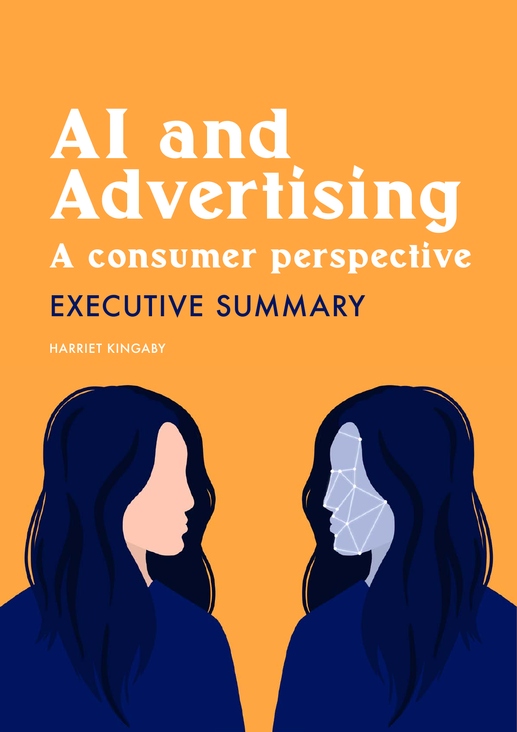# AI and Advertising

## A consumer perspective

## EXECUTIVE SUMMARY

HARRIET KINGABY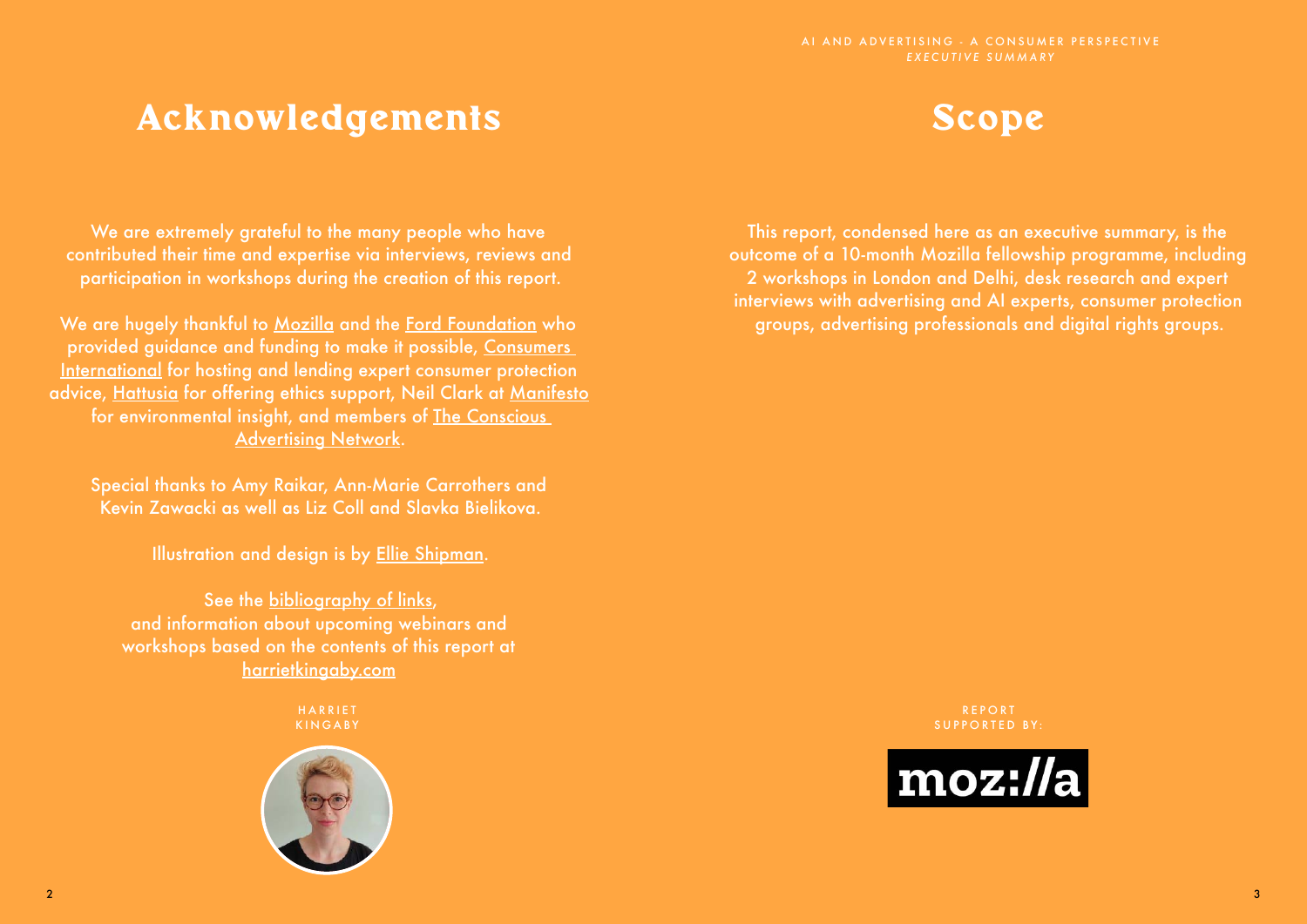# Acknowledgements

We are extremely grateful to the many people who have contributed their time and expertise via interviews, reviews and participation in workshops during the creation of this report.

We are hugely thankful to Mozilla and the Ford Foundation who provided guidance and funding to make it possible, Consumers International for hosting and lending expert consumer protection advice, Hattusia for offering ethics support, Neil Clark at Manifesto for environmental insight, and members of The Conscious Advertising Network.

Special thanks to Amy Raikar, Ann-Marie Carrothers and Kevin Zawacki as well as Liz Coll and Slavka Bielikova.

Illustration and design is by Ellie Shipman.

See the bibliography of links, and information about upcoming webinars and workshops based on the contents of this report at harrietkingaby.com

HARRIET KINGABY

# Scope

This report, condensed here as an executive summary, is the outcome of a 10-month Mozilla fellowship programme, including 2 workshops in London and Delhi, desk research and expert interviews with advertising and AI experts, consumer protection groups, advertising professionals and digital rights groups.

REPORT SUPPORTED BY:

mozilla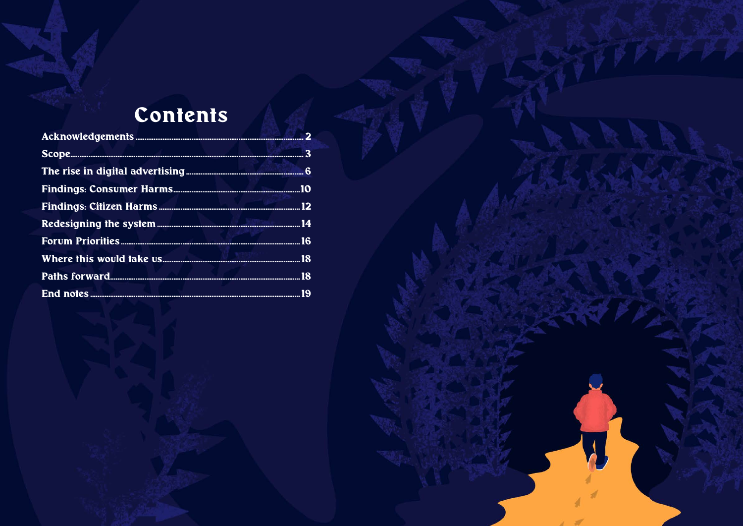# Contents

| Section | Page |
| --- | --- |
| Acknowledgements | 2 |
| Scope | 3 |
| The rise in digital advertising | 6 |
| Findings: Consumer Harms | 10 |
| Findings: Citizen Harms | 12 |
| Redesigning the system | 14 |
| Forum Priorities | 16 |
| Where this would take us | 18 |
| Paths forward | 18 |
| End notes | 19 |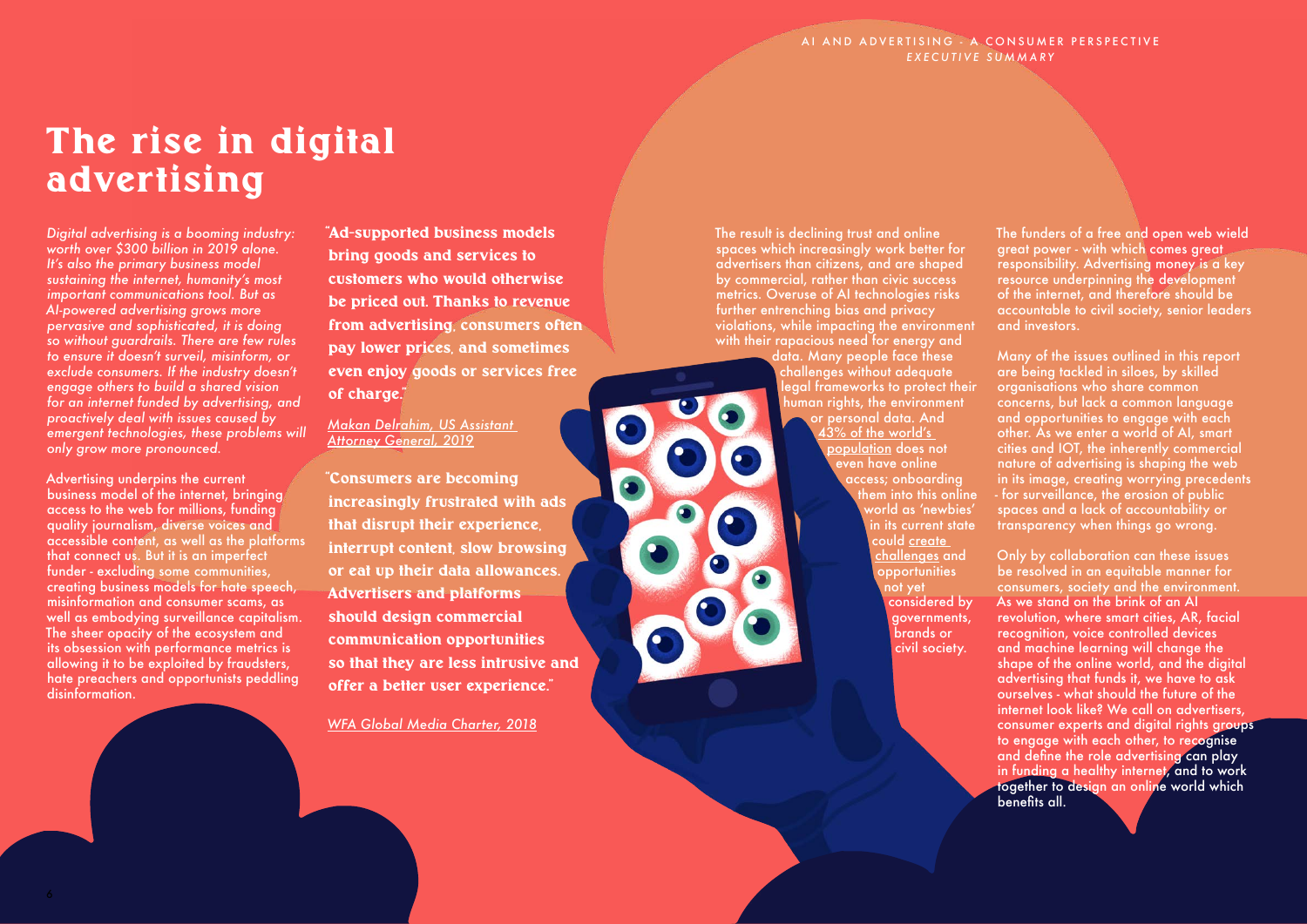# The rise in digital advertising

*Digital advertising is a booming industry: worth over $300 billion in 2019 alone. It's also the primary business model sustaining the internet, humanity's most important communications tool. But as AI-powered advertising grows more pervasive and sophisticated, it is doing so without guardrails. There are few rules to ensure it doesn't surveil, misinform, or exclude consumers. If the industry doesn't engage others to build a shared vision for an internet funded by advertising, and proactively deal with issues caused by emergent technologies, these problems will only grow more pronounced.*

Advertising underpins the current business model of the internet, bringing access to the web for millions, funding quality journalism, diverse voices and accessible content, as well as the platforms that connect us. But it is an imperfect funder - excluding some communities, creating business models for hate speech, misinformation and consumer scams, as well as embodying surveillance capitalism. The sheer opacity of the ecosystem and its obsession with performance metrics is allowing it to be exploited by fraudsters, hate preachers and opportunists peddling disinformation.

**"Ad-supported business models bring goods and services to customers who would otherwise be priced out. Thanks to revenue from advertising, consumers often pay lower prices, and sometimes even enjoy goods or services free of charge."**

*Makan Delrahim, US Assistant Attorney General, 2019*

**"Consumers are becoming increasingly frustrated with ads that disrupt their experience, interrupt content, slow browsing or eat up their data allowances. Advertisers and platforms should design commercial communication opportunities so that they are less intrusive and offer a better user experience."**

*WFA Global Media Charter, 2018*

The result is declining trust and online spaces which increasingly work better for advertisers than citizens, and are shaped by commercial, rather than civic success metrics. Overuse of AI technologies risks further entrenching bias and privacy violations, while impacting the environment with their rapacious need for energy and data. Many people face these challenges without adequate legal frameworks to protect their human rights, the environment or personal data. And 43% of the world's population does not even have online access; onboarding them into this online world as 'newbies' in its current state could create challenges and opportunities not yet considered by governments, brands or civil society.

The funders of a free and open web wield great power - with which comes great responsibility. Advertising money is a key resource underpinning the development of the internet, and therefore should be accountable to civil society, senior leaders and investors.

Many of the issues outlined in this report are being tackled in siloes, by skilled organisations who share common concerns, but lack a common language and opportunities to engage with each other. As we enter a world of AI, smart cities and IOT, the inherently commercial nature of advertising is shaping the web in its image, creating worrying precedents - for surveillance, the erosion of public spaces and a lack of accountability or transparency when things go wrong.

Only by collaboration can these issues be resolved in an equitable manner for consumers, society and the environment. As we stand on the brink of an AI revolution, where smart cities, AR, facial recognition, voice controlled devices and machine learning will change the shape of the online world, and the digital advertising that funds it, we have to ask ourselves - what should the future of the internet look like? We call on advertisers, consumer experts and digital rights groups to engage with each other, to recognise and define the role advertising can play in funding a healthy internet, and to work together to design an online world which benefits all.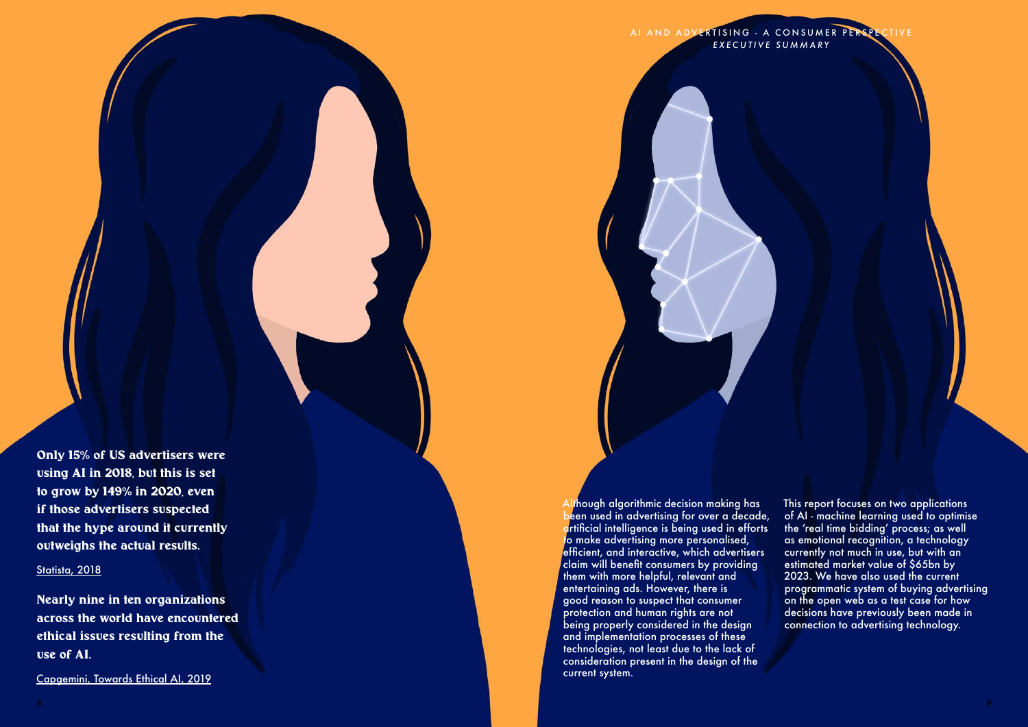**Only 15% of US advertisers were using AI in 2018, but this is set to grow by 149% in 2020, even if those advertisers suspected that the hype around it currently outweighs the actual results.**

Statista, 2018

**Nearly nine in ten organizations across the world have encountered ethical issues resulting from the use of AI.**

Capgemini, Towards Ethical AI, 2019

Although algorithmic decision making has been used in advertising for over a decade, artificial intelligence is being used in efforts to make advertising more personalised, efficient, and interactive, which advertisers claim will benefit consumers by providing them with more helpful, relevant and entertaining ads. However, there is good reason to suspect that consumer protection and human rights are not being properly considered in the design and implementation processes of these technologies, not least due to the lack of consideration present in the design of the current system.

This report focuses on two applications of AI - machine learning used to optimise the 'real time bidding' process; as well as emotional recognition, a technology currently not much in use, but with an estimated market value of $65bn by 2023. We have also used the current programmatic system of buying advertising on the open web as a test case for how decisions have previously been made in connection to advertising technology.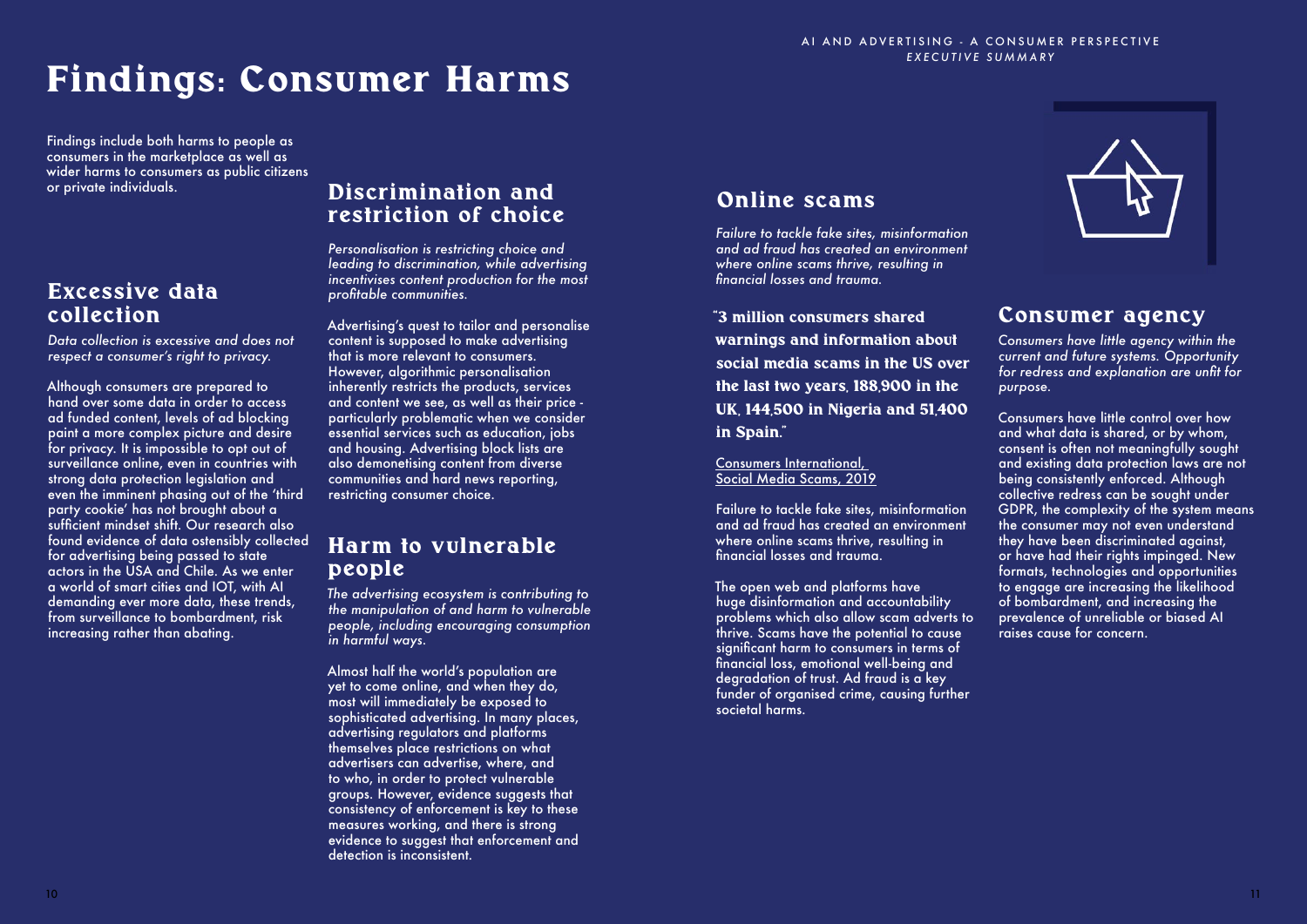# Findings: Consumer Harms

Findings include both harms to people as consumers in the marketplace as well as wider harms to consumers as public citizens or private individuals.

## Excessive data collection

*Data collection is excessive and does not respect a consumer's right to privacy.*

Although consumers are prepared to hand over some data in order to access ad funded content, levels of ad blocking paint a more complex picture and desire for privacy. It is impossible to opt out of surveillance online, even in countries with strong data protection legislation and even the imminent phasing out of the 'third party cookie' has not brought about a sufficient mindset shift. Our research also found evidence of data ostensibly collected for advertising being passed to state actors in the USA and Chile. As we enter a world of smart cities and IOT, with AI demanding ever more data, these trends, from surveillance to bombardment, risk increasing rather than abating.

## Discrimination and restriction of choice

*Personalisation is restricting choice and leading to discrimination, while advertising incentivises content production for the most profitable communities.*

Advertising's quest to tailor and personalise content is supposed to make advertising that is more relevant to consumers. However, algorithmic personalisation inherently restricts the products, services and content we see, as well as their price - particularly problematic when we consider essential services such as education, jobs and housing. Advertising block lists are also demonetising content from diverse communities and hard news reporting, restricting consumer choice.

## Harm to vulnerable people

*The advertising ecosystem is contributing to the manipulation of and harm to vulnerable people, including encouraging consumption in harmful ways.*

Almost half the world's population are yet to come online, and when they do, most will immediately be exposed to sophisticated advertising. In many places, advertising regulators and platforms themselves place restrictions on what advertisers can advertise, where, and to who, in order to protect vulnerable groups. However, evidence suggests that consistency of enforcement is key to these measures working, and there is strong evidence to suggest that enforcement and detection is inconsistent.

## Online scams

*Failure to tackle fake sites, misinformation and ad fraud has created an environment where online scams thrive, resulting in financial losses and trauma.*

**"3 million consumers shared warnings and information about social media scams in the US over the last two years, 188,900 in the UK, 144,500 in Nigeria and 51,400 in Spain."**

Consumers International, Social Media Scams, 2019

Failure to tackle fake sites, misinformation and ad fraud has created an environment where online scams thrive, resulting in financial losses and trauma.

The open web and platforms have huge disinformation and accountability problems which also allow scam adverts to thrive. Scams have the potential to cause significant harm to consumers in terms of financial loss, emotional well-being and degradation of trust. Ad fraud is a key funder of organised crime, causing further societal harms.

## Consumer agency

*Consumers have little agency within the current and future systems. Opportunity for redress and explanation are unfit for purpose.*

Consumers have little control over how and what data is shared, or by whom, consent is often not meaningfully sought and existing data protection laws are not being consistently enforced. Although collective redress can be sought under GDPR, the complexity of the system means the consumer may not even understand they have been discriminated against, or have had their rights impinged. New formats, technologies and opportunities to engage are increasing the likelihood of bombardment, and increasing the prevalence of unreliable or biased AI raises cause for concern.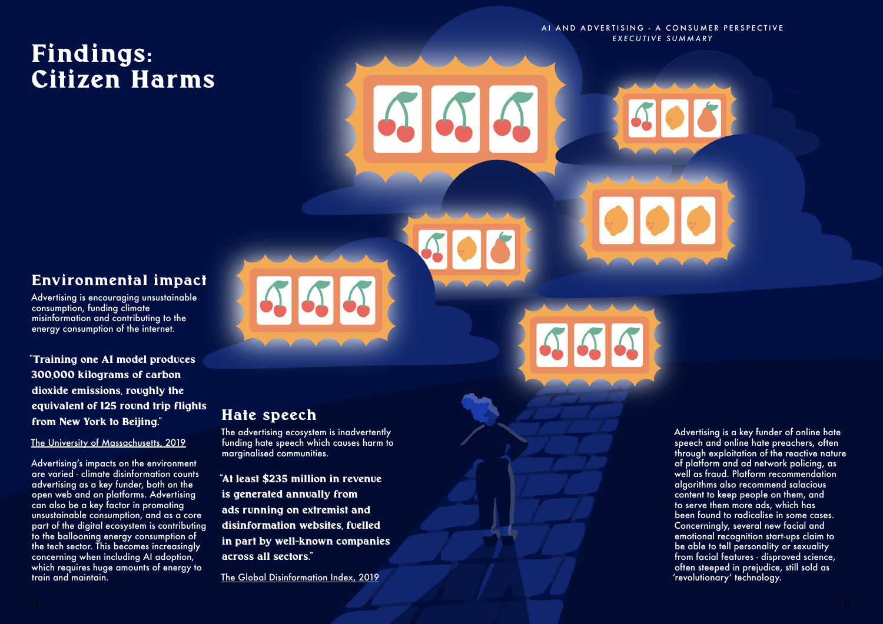# Findings: Citizen Harms

## Environmental impact

Advertising is encouraging unsustainable consumption, funding climate misinformation and contributing to the energy consumption of the internet.

**"Training one AI model produces 300,000 kilograms of carbon dioxide emissions, roughly the equivalent of 125 round trip flights from New York to Beijing."**

The University of Massachusetts, 2019

Advertising's impacts on the environment are varied - climate disinformation counts advertising as a key funder, both on the open web and on platforms. Advertising can also be a key factor in promoting unsustainable consumption, and as a core part of the digital ecosystem is contributing to the ballooning energy consumption of the tech sector. This becomes increasingly concerning when including AI adoption, which requires huge amounts of energy to train and maintain.

## Hate speech

The advertising ecosystem is inadvertently funding hate speech which causes harm to marginalised communities.

**"At least $235 million in revenue is generated annually from ads running on extremist and disinformation websites, fuelled in part by well-known companies across all sectors."**

The Global Disinformation Index, 2019

Advertising is a key funder of online hate speech and online hate preachers, often through exploitation of the reactive nature of platform and ad network policing, as well as fraud. Platform recommendation algorithms also recommend salacious content to keep people on them, and to serve them more ads, which has been found to radicalise in some cases. Concerningly, several new facial and emotional recognition start-ups claim to be able to tell personality or sexuality from facial features - disproved science, often steeped in prejudice, still sold as 'revolutionary' technology.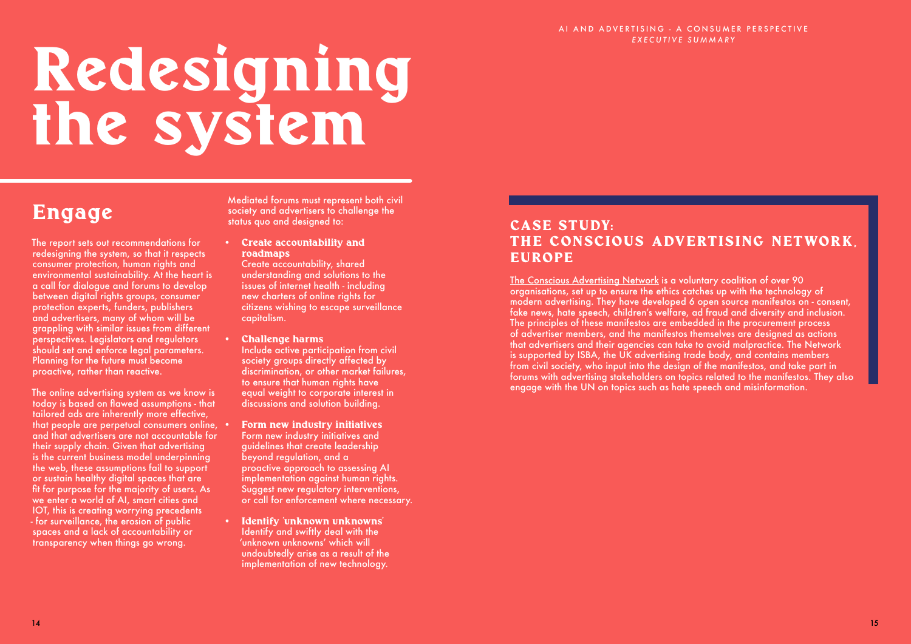# Redesigning the system

## Engage

The report sets out recommendations for redesigning the system, so that it respects consumer protection, human rights and environmental sustainability. At the heart is a call for dialogue and forums to develop between digital rights groups, consumer protection experts, funders, publishers and advertisers, many of whom will be grappling with similar issues from different perspectives. Legislators and regulators should set and enforce legal parameters. Planning for the future must become proactive, rather than reactive.

The online advertising system as we know is today is based on flawed assumptions - that tailored ads are inherently more effective, that people are perpetual consumers online, and that advertisers are not accountable for their supply chain. Given that advertising is the current business model underpinning the web, these assumptions fail to support or sustain healthy digital spaces that are fit for purpose for the majority of users. As we enter a world of AI, smart cities and IOT, this is creating worrying precedents - for surveillance, the erosion of public spaces and a lack of accountability or transparency when things go wrong.

Mediated forums must represent both civil society and advertisers to challenge the status quo and designed to:

- **Create accountability and roadmaps**
  Create accountability, shared understanding and solutions to the issues of internet health - including new charters of online rights for citizens wishing to escape surveillance capitalism.
- **Challenge harms**
  Include active participation from civil society groups directly affected by discrimination, or other market failures, to ensure that human rights have equal weight to corporate interest in discussions and solution building.
- **Form new industry initiatives**
  Form new industry initiatives and guidelines that create leadership beyond regulation, and a proactive approach to assessing AI implementation against human rights. Suggest new regulatory interventions, or call for enforcement where necessary.
- **Identify 'unknown unknowns'**
  Identify and swiftly deal with the 'unknown unknowns' which will undoubtedly arise as a result of the implementation of new technology.

### CASE STUDY: THE CONSCIOUS ADVERTISING NETWORK, EUROPE

The Conscious Advertising Network is a voluntary coalition of over 90 organisations, set up to ensure the ethics catches up with the technology of modern advertising. They have developed 6 open source manifestos on - consent, fake news, hate speech, children's welfare, ad fraud and diversity and inclusion. The principles of these manifestos are embedded in the procurement process of advertiser members, and the manifestos themselves are designed as actions that advertisers and their agencies can take to avoid malpractice. The Network is supported by ISBA, the UK advertising trade body, and contains members from civil society, who input into the design of the manifestos, and take part in forums with advertising stakeholders on topics related to the manifestos. They also engage with the UN on topics such as hate speech and misinformation.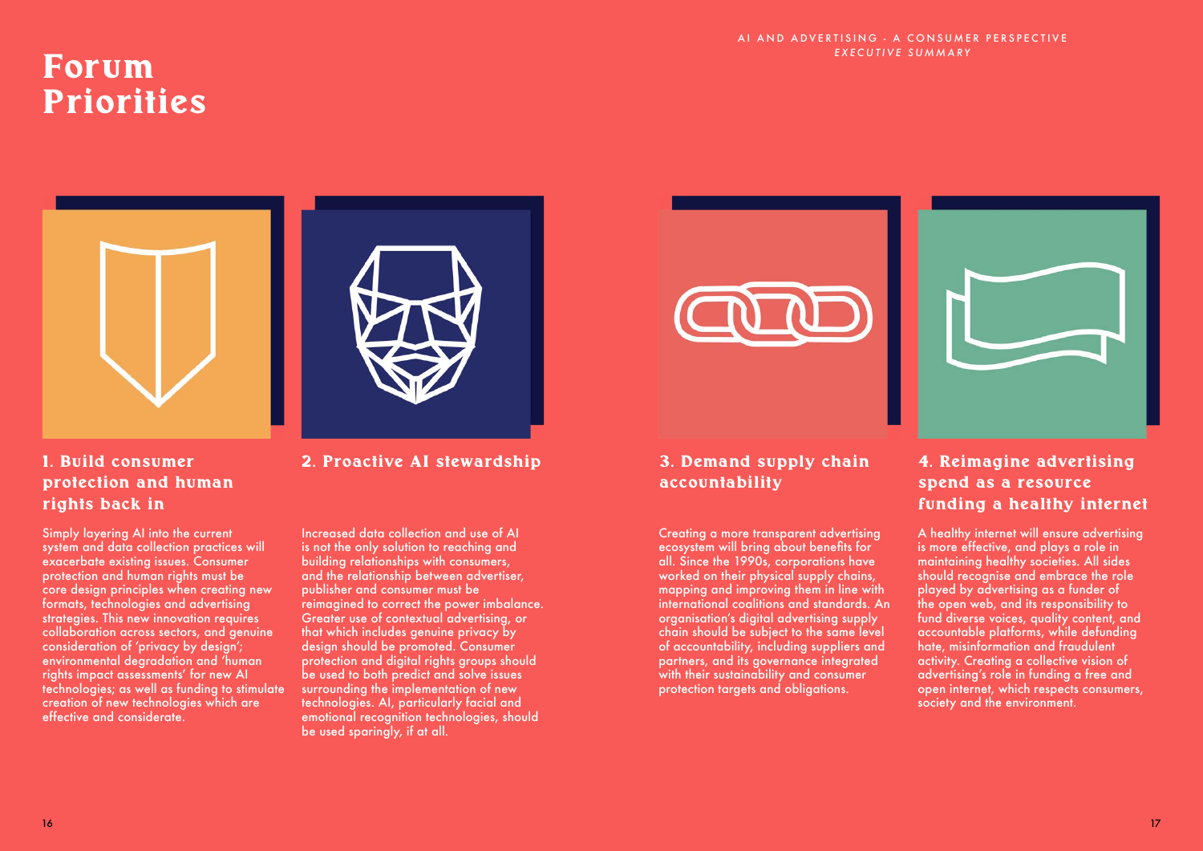# Forum Priorities

## 1. Build consumer protection and human rights back in

Simply layering AI into the current system and data collection practices will exacerbate existing issues. Consumer protection and human rights must be core design principles when creating new formats, technologies and advertising strategies. This new innovation requires collaboration across sectors, and genuine consideration of 'privacy by design'; environmental degradation and 'human rights impact assessments' for new AI technologies; as well as funding to stimulate creation of new technologies which are effective and considerate.

## 2. Proactive AI stewardship

Increased data collection and use of AI is not the only solution to reaching and building relationships with consumers, and the relationship between advertiser, publisher and consumer must be reimagined to correct the power imbalance. Greater use of contextual advertising, or that which includes genuine privacy by design should be promoted. Consumer protection and digital rights groups should be used to both predict and solve issues surrounding the implementation of new technologies. AI, particularly facial and emotional recognition technologies, should be used sparingly, if at all.

## 3. Demand supply chain accountability

Creating a more transparent advertising ecosystem will bring about benefits for all. Since the 1990s, corporations have worked on their physical supply chains, mapping and improving them in line with international coalitions and standards. An organisation's digital advertising supply chain should be subject to the same level of accountability, including suppliers and partners, and its governance integrated with their sustainability and consumer protection targets and obligations.

## 4. Reimagine advertising spend as a resource funding a healthy internet

A healthy internet will ensure advertising is more effective, and plays a role in maintaining healthy societies. All sides should recognise and embrace the role played by advertising as a funder of the open web, and its responsibility to fund diverse voices, quality content, and accountable platforms, while defunding hate, misinformation and fraudulent activity. Creating a collective vision of advertising's role in funding a free and open internet, which respects consumers, society and the environment.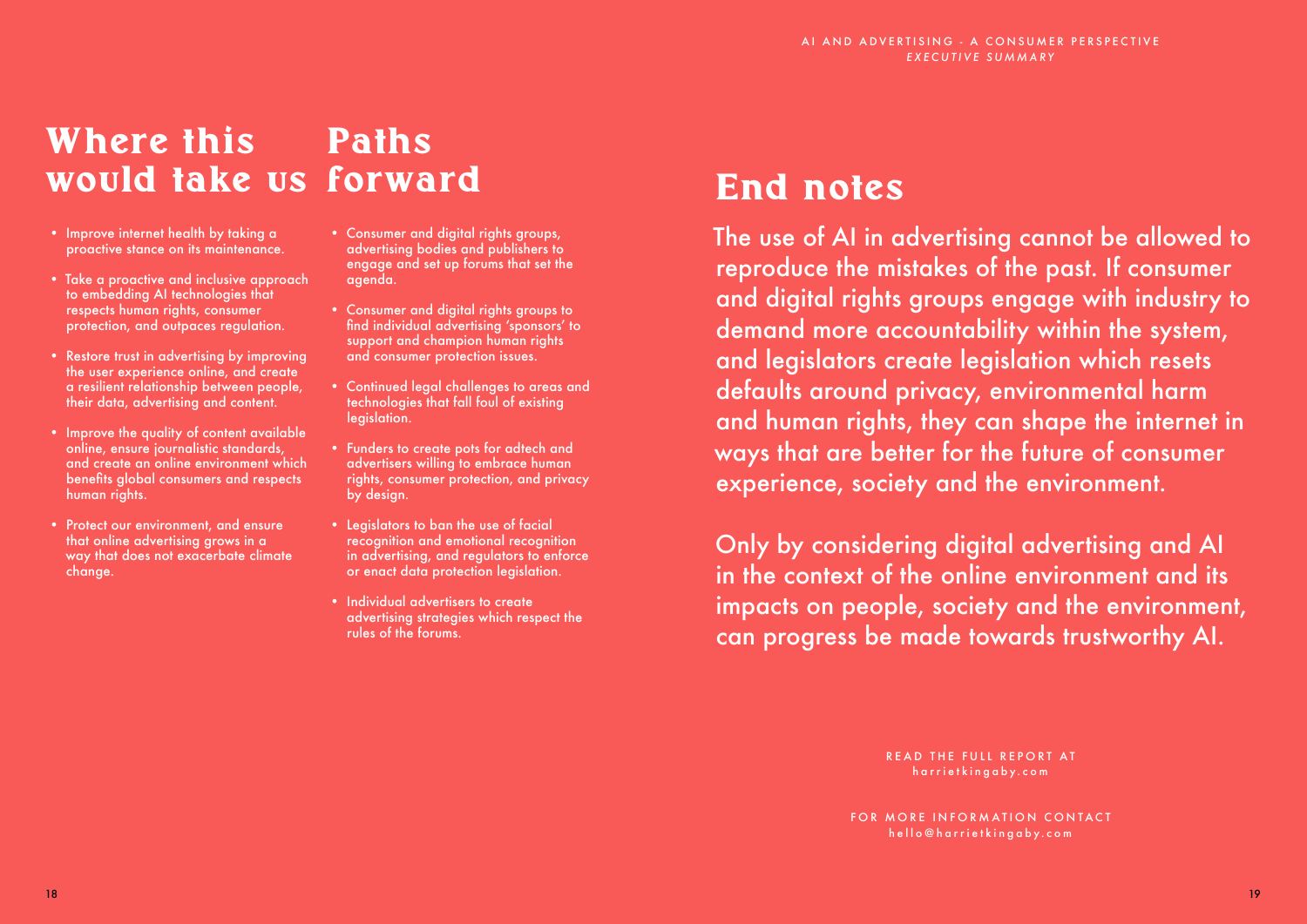## Where this would take us

- Improve internet health by taking a proactive stance on its maintenance.
- Take a proactive and inclusive approach to embedding AI technologies that respects human rights, consumer protection, and outpaces regulation.
- Restore trust in advertising by improving the user experience online, and create a resilient relationship between people, their data, advertising and content.
- Improve the quality of content available online, ensure journalistic standards, and create an online environment which benefits global consumers and respects human rights.
- Protect our environment, and ensure that online advertising grows in a way that does not exacerbate climate change.

## Paths forward

- Consumer and digital rights groups, advertising bodies and publishers to engage and set up forums that set the agenda.
- Consumer and digital rights groups to find individual advertising 'sponsors' to support and champion human rights and consumer protection issues.
- Continued legal challenges to areas and technologies that fall foul of existing legislation.
- Funders to create pots for adtech and advertisers willing to embrace human rights, consumer protection, and privacy by design.
- Legislators to ban the use of facial recognition and emotional recognition in advertising, and regulators to enforce or enact data protection legislation.
- Individual advertisers to create advertising strategies which respect the rules of the forums.

## End notes

The use of AI in advertising cannot be allowed to reproduce the mistakes of the past. If consumer and digital rights groups engage with industry to demand more accountability within the system, and legislators create legislation which resets defaults around privacy, environmental harm and human rights, they can shape the internet in ways that are better for the future of consumer experience, society and the environment.

Only by considering digital advertising and AI in the context of the online environment and its impacts on people, society and the environment, can progress be made towards trustworthy AI.

READ THE FULL REPORT AT
harrietkingaby.com

FOR MORE INFORMATION CONTACT
hello@harrietkingaby.com